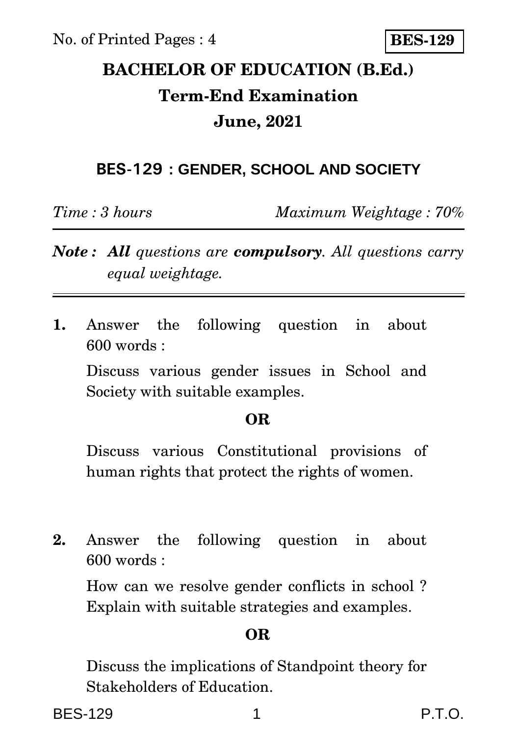No. of Printed Pages : 4

**BES-129**

# BACHELOR OF EDUCATION (B.Ed.)

## Term-End Examination

## June, 2021

### BES-129 : GENDER, SCHOOL AND SOCIETY

*Time : 3 hours* *Maximum Weightage : 70%*

***Note :*** ***All*** *questions are* ***compulsory****. All questions carry equal weightage.*

---

**1.** Answer the following question in about 600 words :

Discuss various gender issues in School and Society with suitable examples.

**OR**

Discuss various Constitutional provisions of human rights that protect the rights of women.

**2.** Answer the following question in about 600 words :

How can we resolve gender conflicts in school ? Explain with suitable strategies and examples.

**OR**

Discuss the implications of Standpoint theory for Stakeholders of Education.

P.T.O.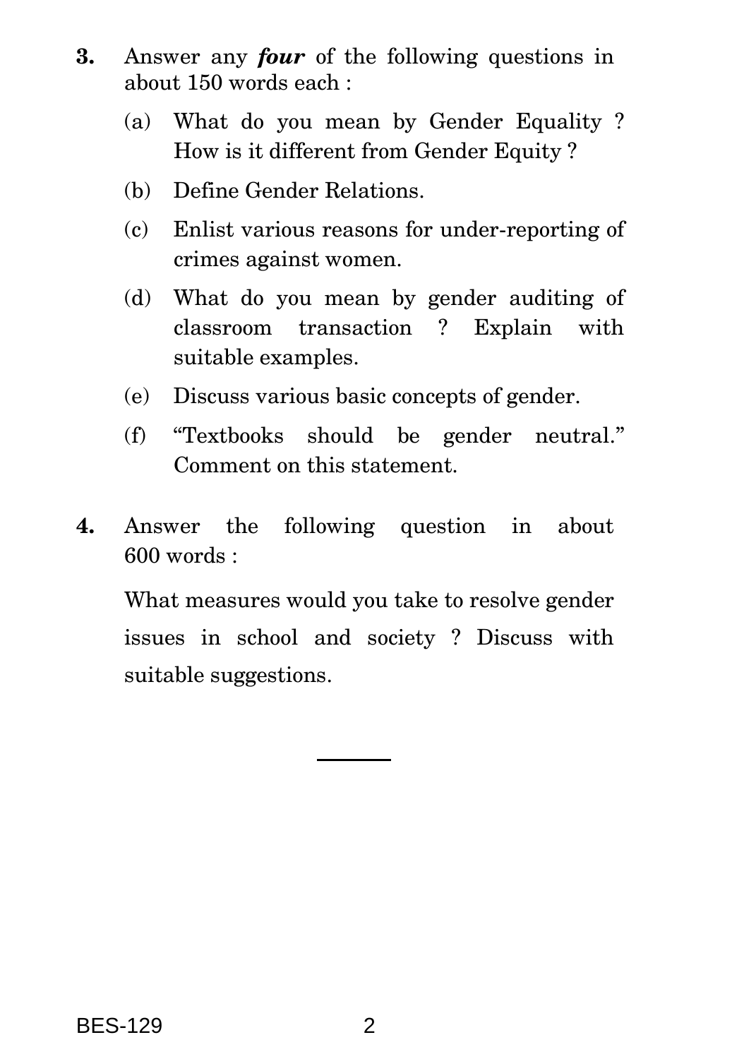**3.** Answer any ***four*** of the following questions in about 150 words each :

(a) What do you mean by Gender Equality ? How is it different from Gender Equity ?

(b) Define Gender Relations.

(c) Enlist various reasons for under-reporting of crimes against women.

(d) What do you mean by gender auditing of classroom transaction ? Explain with suitable examples.

(e) Discuss various basic concepts of gender.

(f) "Textbooks should be gender neutral." Comment on this statement.

**4.** Answer the following question in about 600 words :

What measures would you take to resolve gender issues in school and society ? Discuss with suitable suggestions.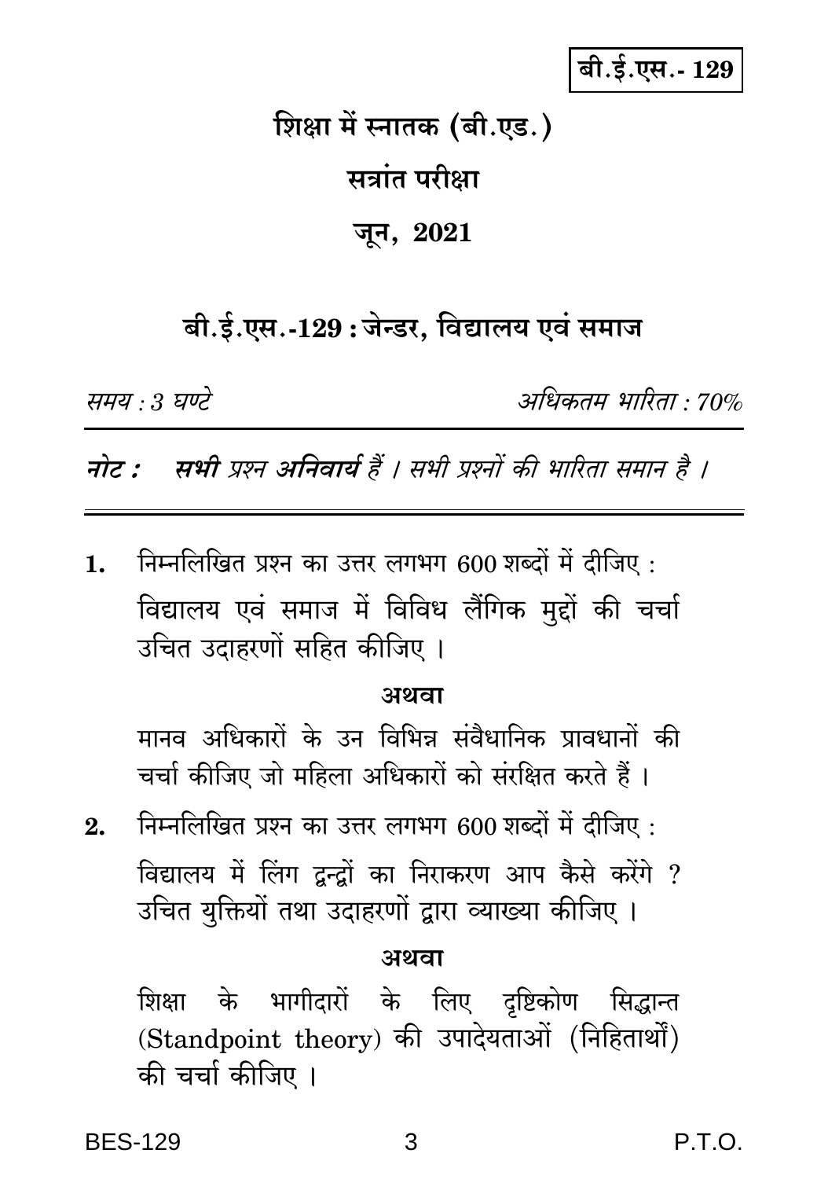बी.ई.एस.- 129

# शिक्षा में स्नातक (बी.एड.)

## सत्रांत परीक्षा

## जून, 2021

## बी.ई.एस.-129 : जेन्डर, विद्यालय एवं समाज

*समय : 3 घण्टे* *अधिकतम भारिता : 70%*

***नोट :*** ***सभी*** *प्रश्न* ***अनिवार्य*** *हैं । सभी प्रश्नों की भारिता समान है ।*

---

**1.** निम्नलिखित प्रश्न का उत्तर लगभग 600 शब्दों में दीजिए :

विद्यालय एवं समाज में विविध लैंगिक मुद्दों की चर्चा उचित उदाहरणों सहित कीजिए ।

**अथवा**

मानव अधिकारों के उन विभिन्न संवैधानिक प्रावधानों की चर्चा कीजिए जो महिला अधिकारों को संरक्षित करते हैं ।

**2.** निम्नलिखित प्रश्न का उत्तर लगभग 600 शब्दों में दीजिए :

विद्यालय में लिंग द्वन्द्वों का निराकरण आप कैसे करेंगे ? उचित युक्तियों तथा उदाहरणों द्वारा व्याख्या कीजिए ।

**अथवा**

शिक्षा के भागीदारों के लिए दृष्टिकोण सिद्धान्त (Standpoint theory) की उपादेयताओं (निहितार्थों) की चर्चा कीजिए ।

P.T.O.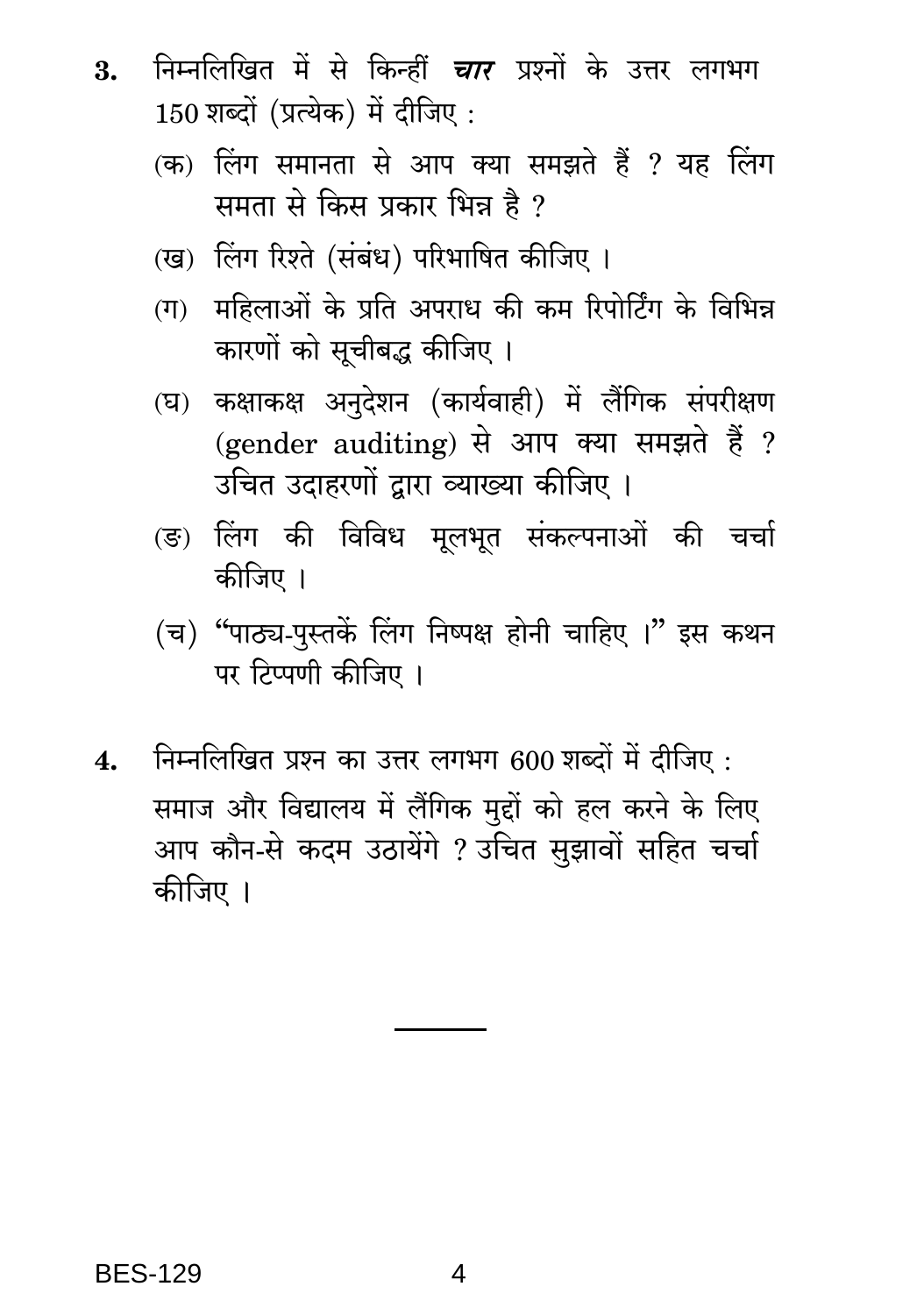**3.** निम्नलिखित में से किन्हीं ***चार*** प्रश्नों के उत्तर लगभग 150 शब्दों (प्रत्येक) में दीजिए :

(क) लिंग समानता से आप क्या समझते हैं ? यह लिंग समता से किस प्रकार भिन्न है ?

(ख) लिंग रिश्ते (संबंध) परिभाषित कीजिए ।

(ग) महिलाओं के प्रति अपराध की कम रिपोर्टिंग के विभिन्न कारणों को सूचीबद्ध कीजिए ।

(घ) कक्षाकक्ष अनुदेशन (कार्यवाही) में लैंगिक संपरीक्षण (gender auditing) से आप क्या समझते हैं ? उचित उदाहरणों द्वारा व्याख्या कीजिए ।

(ङ) लिंग की विविध मूलभूत संकल्पनाओं की चर्चा कीजिए ।

(च) "पाठ्य-पुस्तकें लिंग निष्पक्ष होनी चाहिए ।" इस कथन पर टिप्पणी कीजिए ।

**4.** निम्नलिखित प्रश्न का उत्तर लगभग 600 शब्दों में दीजिए :

समाज और विद्यालय में लैंगिक मुद्दों को हल करने के लिए आप कौन-से कदम उठायेंगे ? उचित सुझावों सहित चर्चा कीजिए ।

BES-129